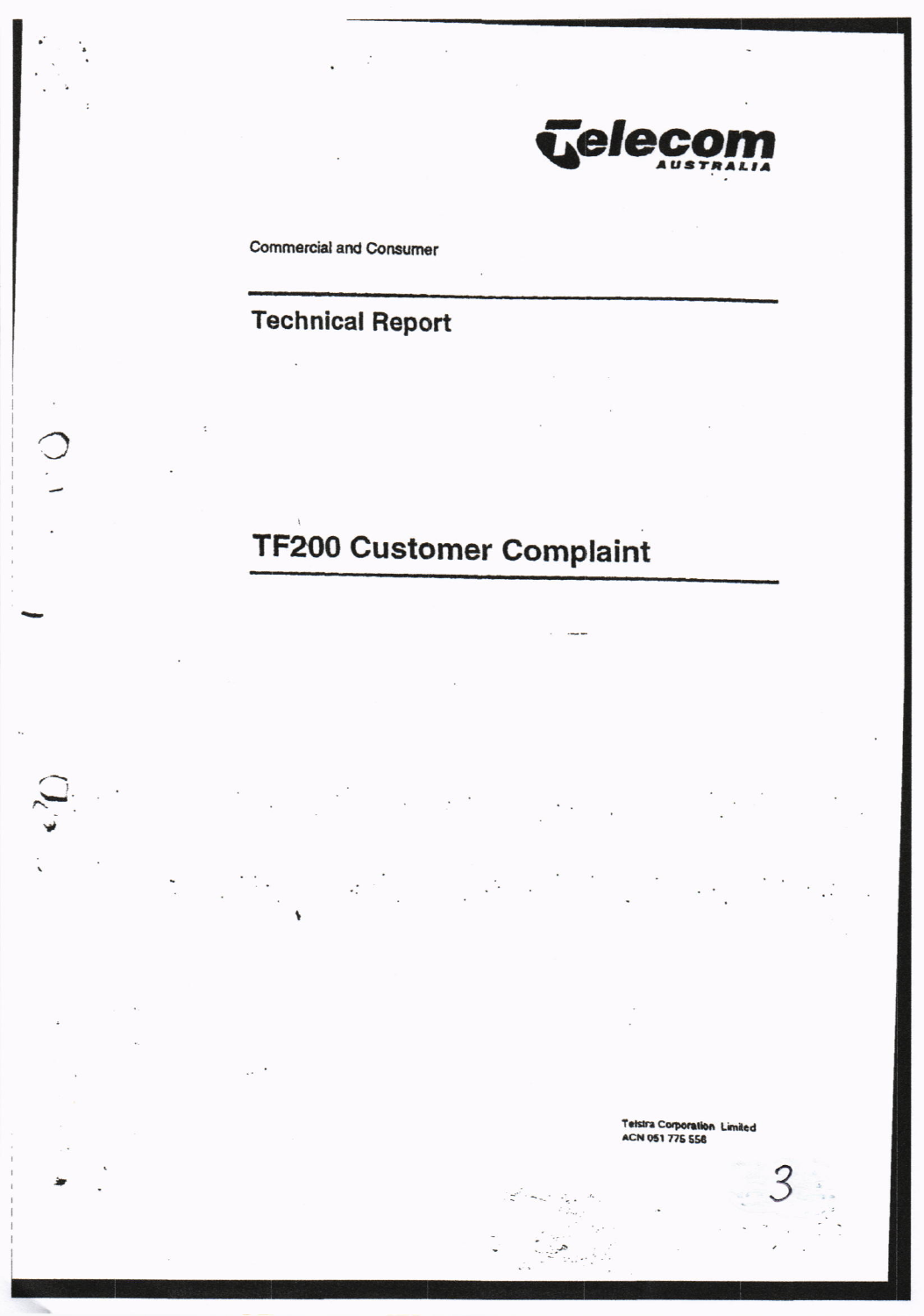Telecom AUSTRALIA

Commercial and Consumer

## Technical Report

# TF200 Customer Complaint

Telstra Corporation Limited
ACN 051 775 556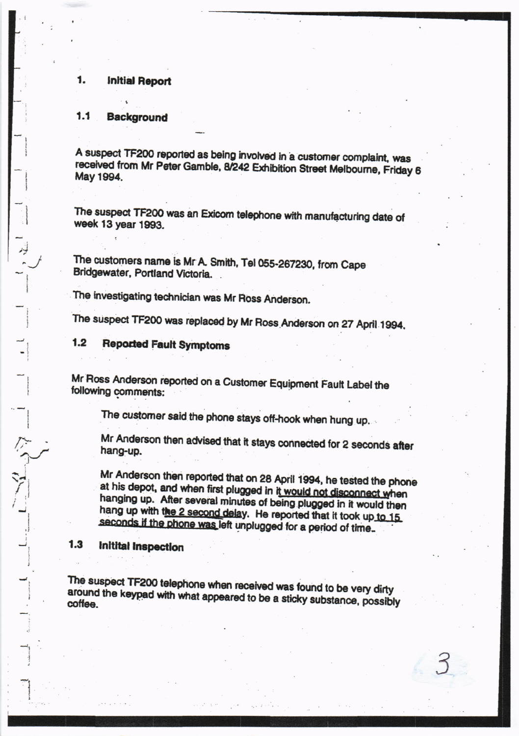## 1. Initial Report

### 1.1 Background

A suspect TF200 reported as being involved in a customer complaint, was received from Mr Peter Gamble, 8/242 Exhibition Street Melbourne, Friday 6 May 1994.

The suspect TF200 was an Exicom telephone with manufacturing date of week 13 year 1993.

The customers name is Mr A. Smith, Tel 055-267230, from Cape Bridgewater, Portland Victoria.

The investigating technician was Mr Ross Anderson.

The suspect TF200 was replaced by Mr Ross Anderson on 27 April 1994.

### 1.2 Reported Fault Symptoms

Mr Ross Anderson reported on a Customer Equipment Fault Label the following comments:

> The customer said the phone stays off-hook when hung up.
>
> Mr Anderson then advised that it stays connected for 2 seconds after hang-up.
>
> Mr Anderson then reported that on 28 April 1994, he tested the phone at his depot, and when first plugged in it would not disconnect when hanging up. After several minutes of being plugged in it would then hang up with the 2 second delay. He reported that it took up to 15 seconds if the phone was left unplugged for a period of time.

### 1.3 Initial Inspection

The suspect TF200 telephone when received was found to be very dirty around the keypad with what appeared to be a sticky substance, possibly coffee.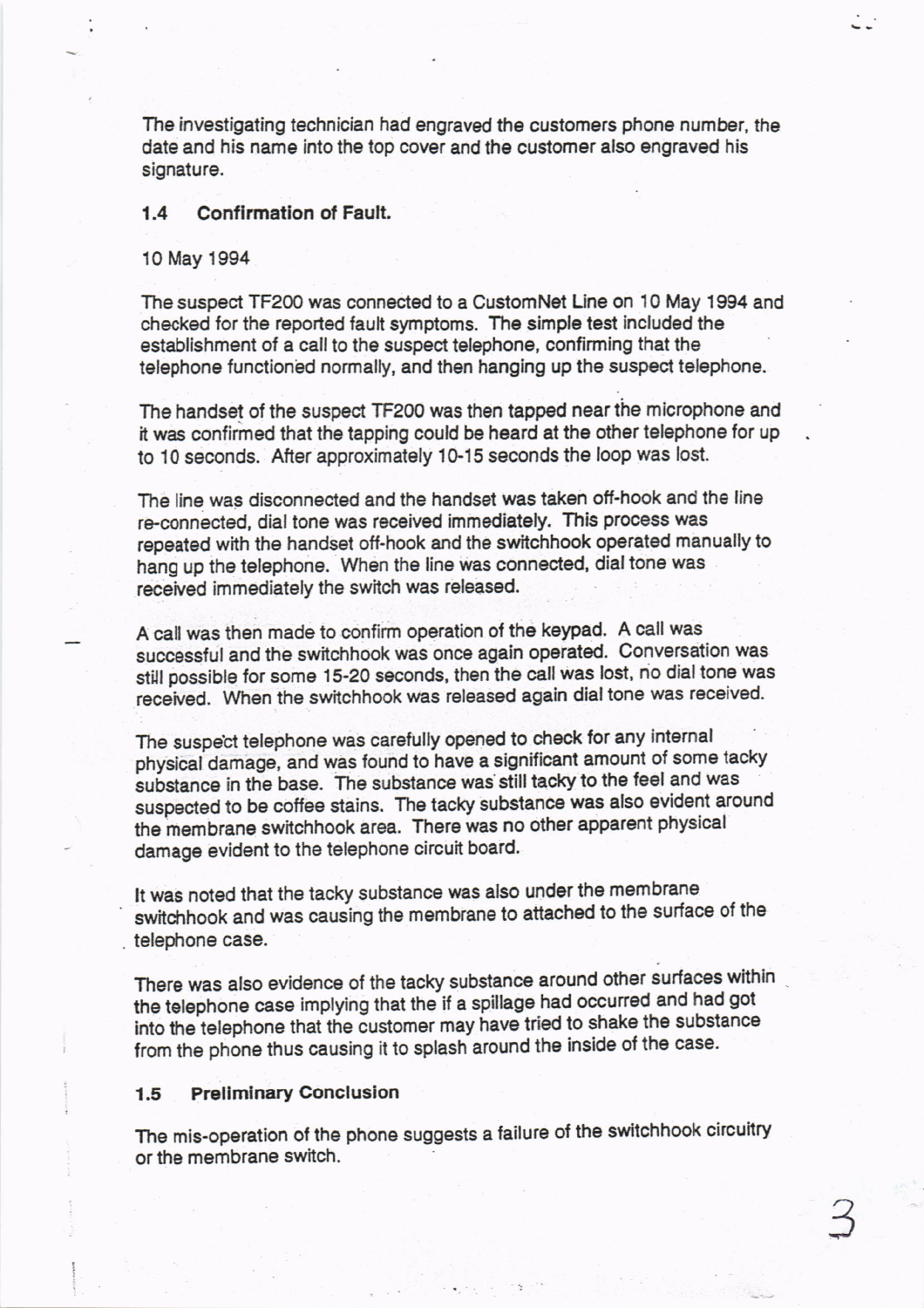The investigating technician had engraved the customers phone number, the date and his name into the top cover and the customer also engraved his signature.

### 1.4 Confirmation of Fault.

10 May 1994

The suspect TF200 was connected to a CustomNet Line on 10 May 1994 and checked for the reported fault symptoms. The simple test included the establishment of a call to the suspect telephone, confirming that the telephone functioned normally, and then hanging up the suspect telephone.

The handset of the suspect TF200 was then tapped near the microphone and it was confirmed that the tapping could be heard at the other telephone for up to 10 seconds. After approximately 10-15 seconds the loop was lost.

The line was disconnected and the handset was taken off-hook and the line re-connected, dial tone was received immediately. This process was repeated with the handset off-hook and the switchhook operated manually to hang up the telephone. When the line was connected, dial tone was received immediately the switch was released.

A call was then made to confirm operation of the keypad. A call was successful and the switchhook was once again operated. Conversation was still possible for some 15-20 seconds, then the call was lost, no dial tone was received. When the switchhook was released again dial tone was received.

The suspect telephone was carefully opened to check for any internal physical damage, and was found to have a significant amount of some tacky substance in the base. The substance was still tacky to the feel and was suspected to be coffee stains. The tacky substance was also evident around the membrane switchhook area. There was no other apparent physical damage evident to the telephone circuit board.

It was noted that the tacky substance was also under the membrane switchhook and was causing the membrane to attached to the surface of the telephone case.

There was also evidence of the tacky substance around other surfaces within the telephone case implying that the if a spillage had occurred and had got into the telephone that the customer may have tried to shake the substance from the phone thus causing it to splash around the inside of the case.

### 1.5 Preliminary Conclusion

The mis-operation of the phone suggests a failure of the switchhook circuitry or the membrane switch.